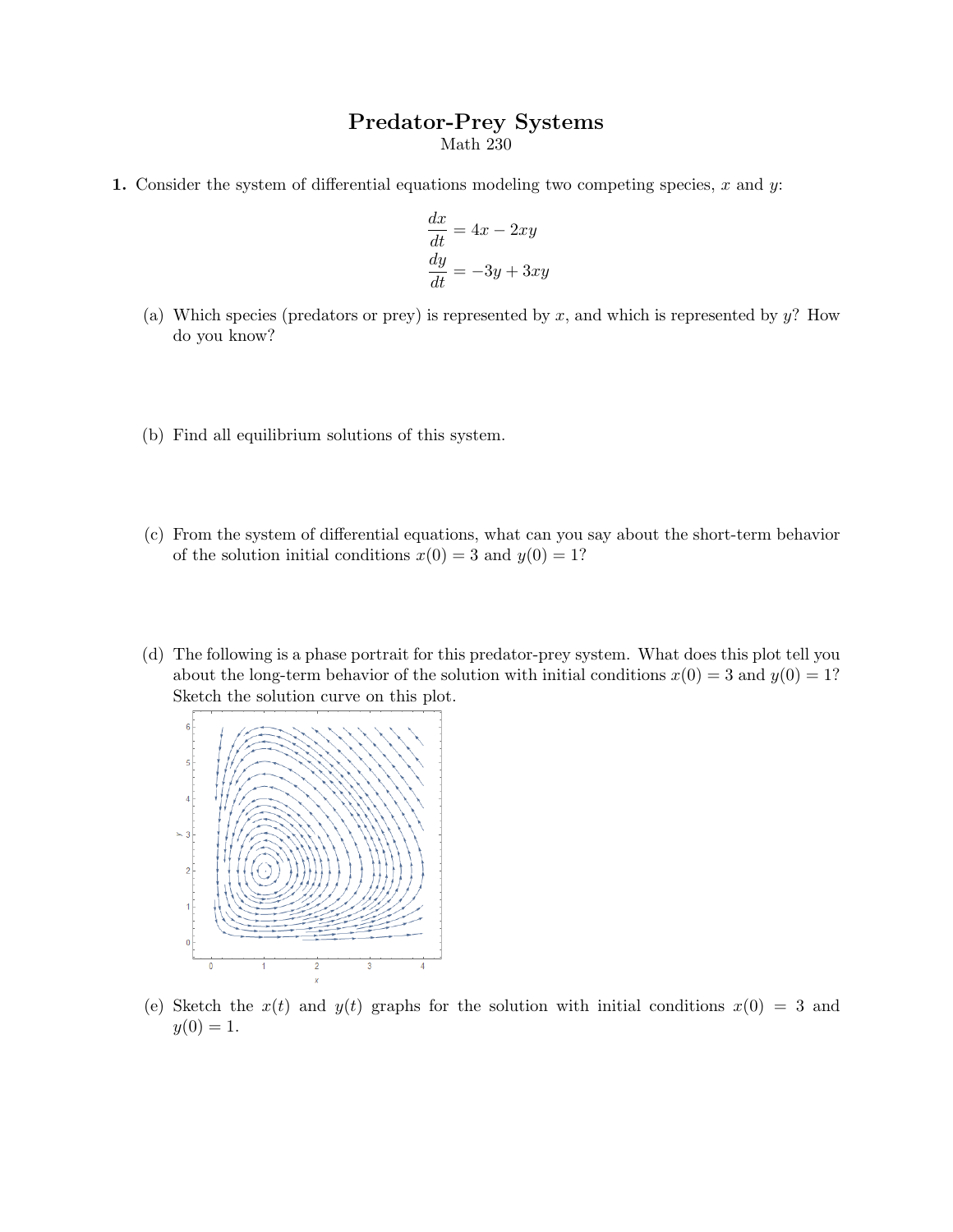# Predator-Prey Systems

Math 230

**1.** Consider the system of differential equations modeling two competing species, $x$ and $y$:

$$\frac{dx}{dt} = 4x - 2xy$$
$$\frac{dy}{dt} = -3y + 3xy$$

(a) Which species (predators or prey) is represented by $x$, and which is represented by $y$? How do you know?

(b) Find all equilibrium solutions of this system.

(c) From the system of differential equations, what can you say about the short-term behavior of the solution initial conditions $x(0) = 3$ and $y(0) = 1$?

(d) The following is a phase portrait for this predator-prey system. What does this plot tell you about the long-term behavior of the solution with initial conditions $x(0) = 3$ and $y(0) = 1$? Sketch the solution curve on this plot.

(e) Sketch the $x(t)$ and $y(t)$ graphs for the solution with initial conditions $x(0) = 3$ and $y(0) = 1$.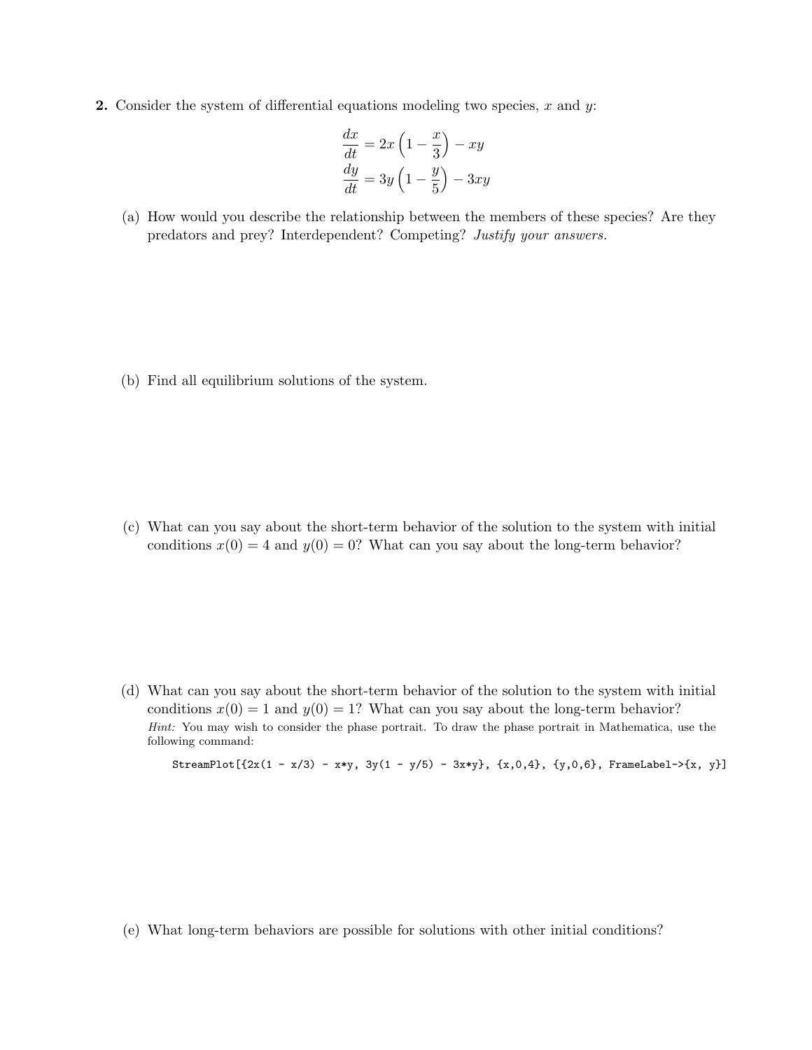**2.** Consider the system of differential equations modeling two species, $x$ and $y$:

$$\frac{dx}{dt} = 2x\left(1 - \frac{x}{3}\right) - xy$$
$$\frac{dy}{dt} = 3y\left(1 - \frac{y}{5}\right) - 3xy$$

(a) How would you describe the relationship between the members of these species? Are they predators and prey? Interdependent? Competing? *Justify your answers.*

(b) Find all equilibrium solutions of the system.

(c) What can you say about the short-term behavior of the solution to the system with initial conditions $x(0) = 4$ and $y(0) = 0$? What can you say about the long-term behavior?

(d) What can you say about the short-term behavior of the solution to the system with initial conditions $x(0) = 1$ and $y(0) = 1$? What can you say about the long-term behavior?
*Hint:* You may wish to consider the phase portrait. To draw the phase portrait in Mathematica, use the following command:

```
StreamPlot[{2x(1 - x/3) - x*y, 3y(1 - y/5) - 3x*y}, {x,0,4}, {y,0,6}, FrameLabel->{x, y}]
```

(e) What long-term behaviors are possible for solutions with other initial conditions?